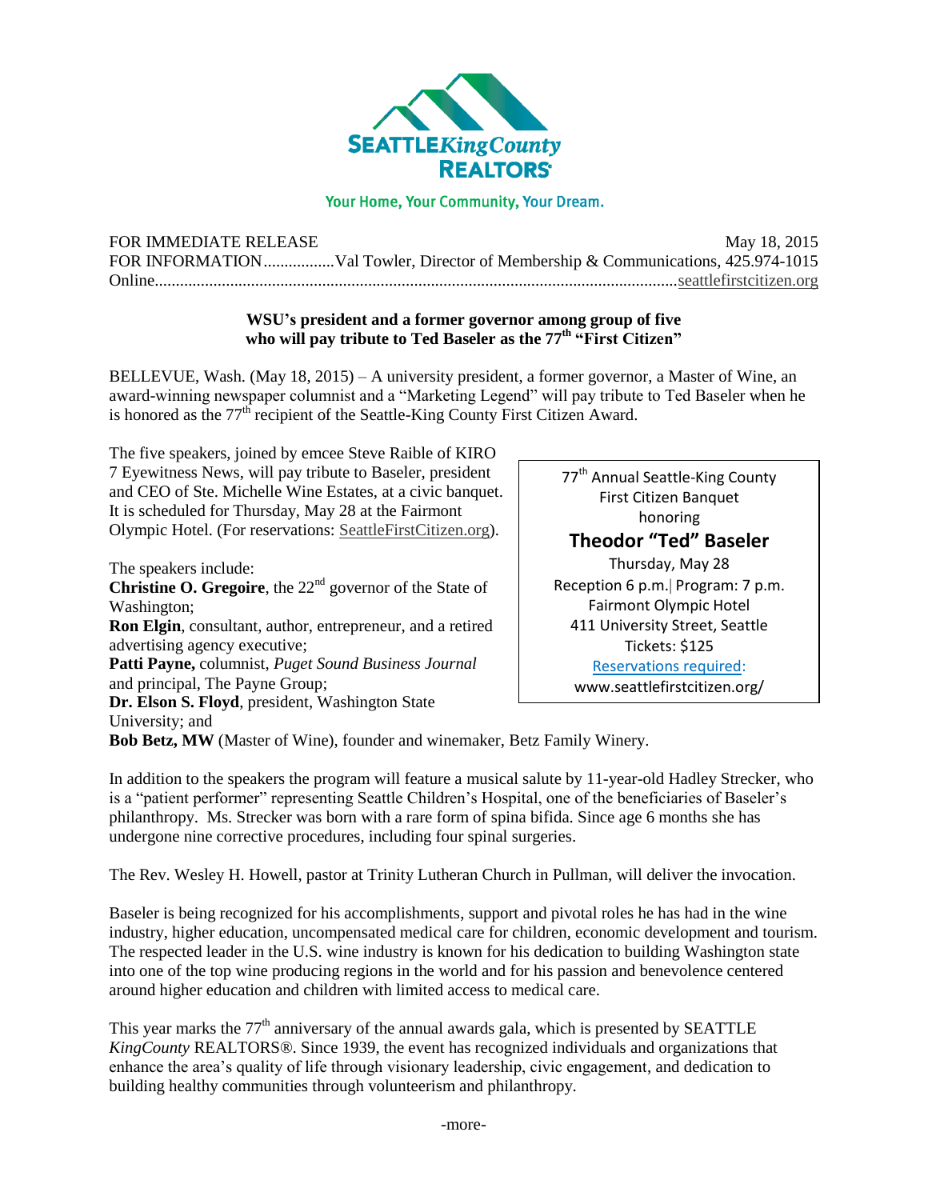SEATTLE *King County* REALTORS

Your Home, Your Community, Your Dream.

FOR IMMEDIATE RELEASE May 18, 2015

FOR INFORMATION.................Val Towler, Director of Membership & Communications, 425.974-1015

Online..........................................................................................................seattlefirstcitizen.org

**WSU's president and a former governor among group of five who will pay tribute to Ted Baseler as the 77th "First Citizen"**

BELLEVUE, Wash. (May 18, 2015) – A university president, a former governor, a Master of Wine, an award-winning newspaper columnist and a "Marketing Legend" will pay tribute to Ted Baseler when he is honored as the 77th recipient of the Seattle-King County First Citizen Award.

The five speakers, joined by emcee Steve Raible of KIRO 7 Eyewitness News, will pay tribute to Baseler, president and CEO of Ste. Michelle Wine Estates, at a civic banquet. It is scheduled for Thursday, May 28 at the Fairmont Olympic Hotel. (For reservations: SeattleFirstCitizen.org).

> 77th Annual Seattle-King County First Citizen Banquet honoring
>
> **Theodor "Ted" Baseler**
>
> Thursday, May 28
> Reception 6 p.m.| Program: 7 p.m.
> Fairmont Olympic Hotel
> 411 University Street, Seattle
> Tickets: $125
> Reservations required:
> www.seattlefirstcitizen.org/

The speakers include:

**Christine O. Gregoire**, the 22nd governor of the State of Washington;
**Ron Elgin**, consultant, author, entrepreneur, and a retired advertising agency executive;
**Patti Payne,** columnist, *Puget Sound Business Journal* and principal, The Payne Group;
**Dr. Elson S. Floyd**, president, Washington State University; and
**Bob Betz, MW** (Master of Wine), founder and winemaker, Betz Family Winery.

In addition to the speakers the program will feature a musical salute by 11-year-old Hadley Strecker, who is a "patient performer" representing Seattle Children's Hospital, one of the beneficiaries of Baseler's philanthropy. Ms. Strecker was born with a rare form of spina bifida. Since age 6 months she has undergone nine corrective procedures, including four spinal surgeries.

The Rev. Wesley H. Howell, pastor at Trinity Lutheran Church in Pullman, will deliver the invocation.

Baseler is being recognized for his accomplishments, support and pivotal roles he has had in the wine industry, higher education, uncompensated medical care for children, economic development and tourism. The respected leader in the U.S. wine industry is known for his dedication to building Washington state into one of the top wine producing regions in the world and for his passion and benevolence centered around higher education and children with limited access to medical care.

This year marks the 77th anniversary of the annual awards gala, which is presented by SEATTLE *KingCounty* REALTORS®. Since 1939, the event has recognized individuals and organizations that enhance the area's quality of life through visionary leadership, civic engagement, and dedication to building healthy communities through volunteerism and philanthropy.

-more-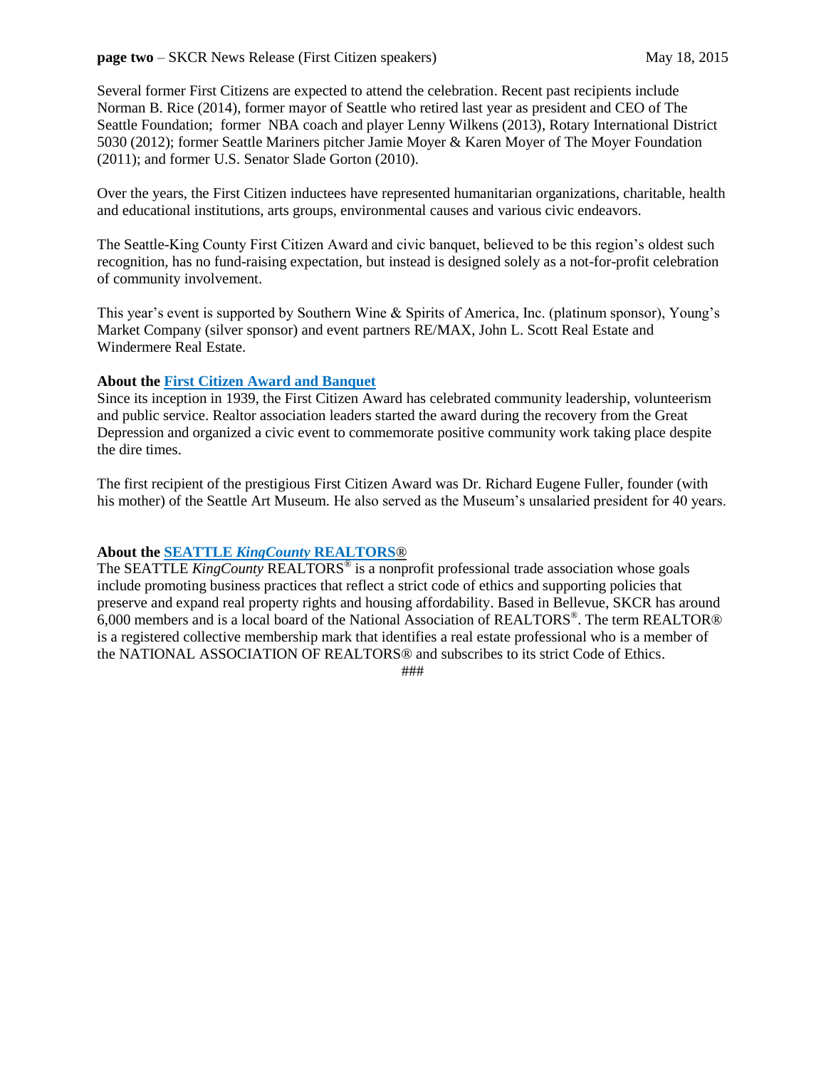Several former First Citizens are expected to attend the celebration. Recent past recipients include Norman B. Rice (2014), former mayor of Seattle who retired last year as president and CEO of The Seattle Foundation; former NBA coach and player Lenny Wilkens (2013), Rotary International District 5030 (2012); former Seattle Mariners pitcher Jamie Moyer & Karen Moyer of The Moyer Foundation (2011); and former U.S. Senator Slade Gorton (2010).

Over the years, the First Citizen inductees have represented humanitarian organizations, charitable, health and educational institutions, arts groups, environmental causes and various civic endeavors.

The Seattle-King County First Citizen Award and civic banquet, believed to be this region's oldest such recognition, has no fund-raising expectation, but instead is designed solely as a not-for-profit celebration of community involvement.

This year's event is supported by Southern Wine & Spirits of America, Inc. (platinum sponsor), Young's Market Company (silver sponsor) and event partners RE/MAX, John L. Scott Real Estate and Windermere Real Estate.

**About the First Citizen Award and Banquet**

Since its inception in 1939, the First Citizen Award has celebrated community leadership, volunteerism and public service. Realtor association leaders started the award during the recovery from the Great Depression and organized a civic event to commemorate positive community work taking place despite the dire times.

The first recipient of the prestigious First Citizen Award was Dr. Richard Eugene Fuller, founder (with his mother) of the Seattle Art Museum. He also served as the Museum's unsalaried president for 40 years.

**About the SEATTLE *KingCounty* REALTORS®**

The SEATTLE *KingCounty* REALTORS® is a nonprofit professional trade association whose goals include promoting business practices that reflect a strict code of ethics and supporting policies that preserve and expand real property rights and housing affordability. Based in Bellevue, SKCR has around 6,000 members and is a local board of the National Association of REALTORS®. The term REALTOR® is a registered collective membership mark that identifies a real estate professional who is a member of the NATIONAL ASSOCIATION OF REALTORS® and subscribes to its strict Code of Ethics.

###